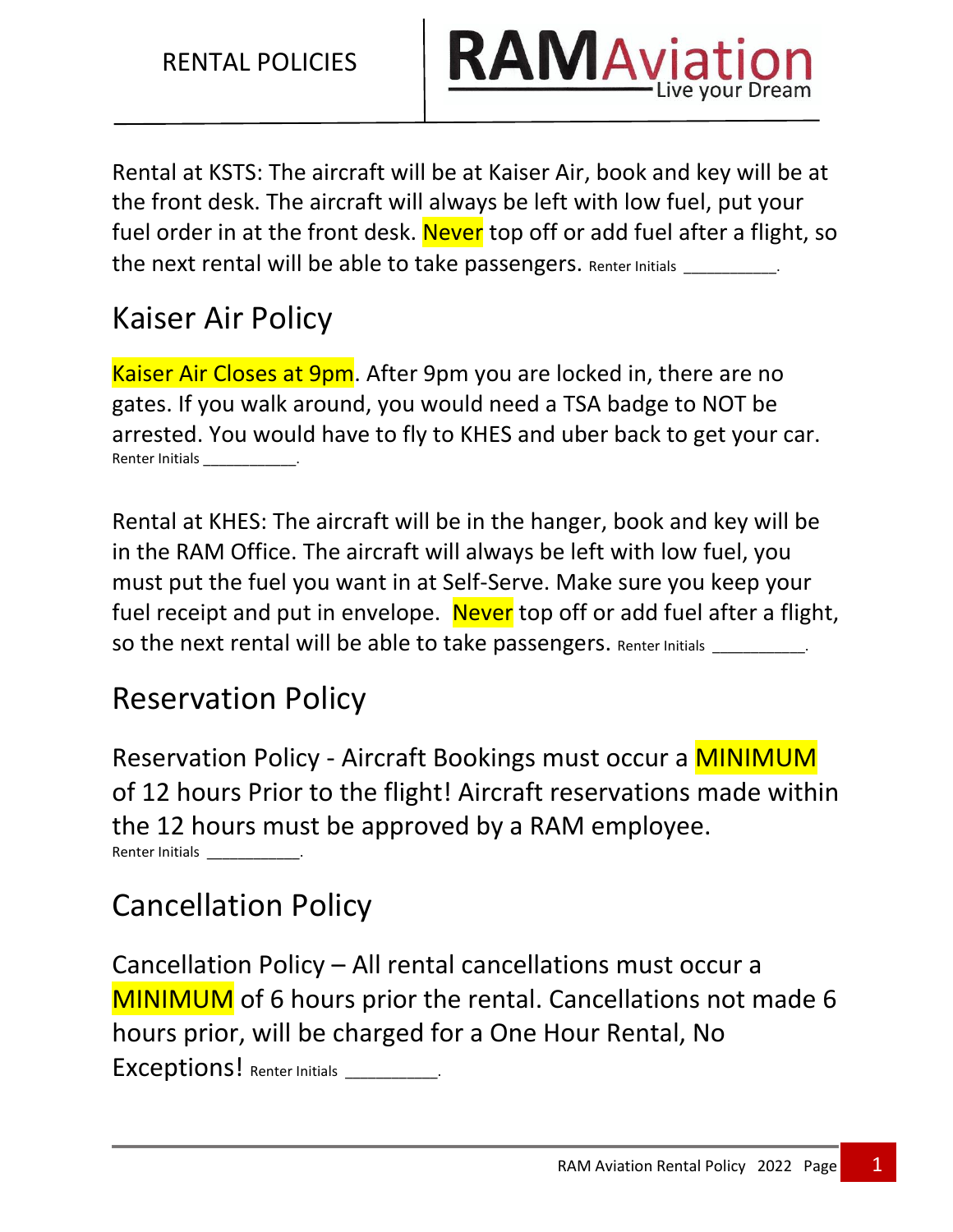# RENTAL POLICIES

RAMAviation
Live your Dream

Rental at KSTS: The aircraft will be at Kaiser Air, book and key will be at the front desk. The aircraft will always be left with low fuel, put your fuel order in at the front desk. Never top off or add fuel after a flight, so the next rental will be able to take passengers. Renter Initials __________.

## Kaiser Air Policy

Kaiser Air Closes at 9pm. After 9pm you are locked in, there are no gates. If you walk around, you would need a TSA badge to NOT be arrested. You would have to fly to KHES and uber back to get your car. Renter Initials ___________.

Rental at KHES: The aircraft will be in the hanger, book and key will be in the RAM Office. The aircraft will always be left with low fuel, you must put the fuel you want in at Self-Serve. Make sure you keep your fuel receipt and put in envelope. Never top off or add fuel after a flight, so the next rental will be able to take passengers. Renter Initials __________.

## Reservation Policy

Reservation Policy - Aircraft Bookings must occur a MINIMUM of 12 hours Prior to the flight! Aircraft reservations made within the 12 hours must be approved by a RAM employee. Renter Initials ___________.

## Cancellation Policy

Cancellation Policy – All rental cancellations must occur a MINIMUM of 6 hours prior the rental. Cancellations not made 6 hours prior, will be charged for a One Hour Rental, No Exceptions! Renter Initials __________.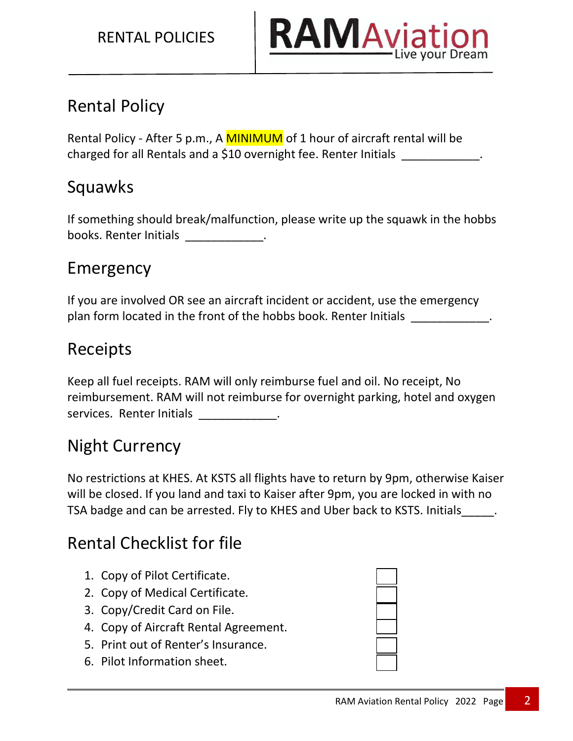RENTAL POLICIES

RAMAviation Live your Dream

## Rental Policy

Rental Policy - After 5 p.m., A MINIMUM of 1 hour of aircraft rental will be charged for all Rentals and a $10 overnight fee. Renter Initials ____________.

## Squawks

If something should break/malfunction, please write up the squawk in the hobbs books. Renter Initials ____________.

## Emergency

If you are involved OR see an aircraft incident or accident, use the emergency plan form located in the front of the hobbs book. Renter Initials ____________.

## Receipts

Keep all fuel receipts. RAM will only reimburse fuel and oil. No receipt, No reimbursement. RAM will not reimburse for overnight parking, hotel and oxygen services. Renter Initials ____________.

## Night Currency

No restrictions at KHES. At KSTS all flights have to return by 9pm, otherwise Kaiser will be closed. If you land and taxi to Kaiser after 9pm, you are locked in with no TSA badge and can be arrested. Fly to KHES and Uber back to KSTS. Initials_____.

## Rental Checklist for file

1. Copy of Pilot Certificate. ☐
2. Copy of Medical Certificate. ☐
3. Copy/Credit Card on File. ☐
4. Copy of Aircraft Rental Agreement. ☐
5. Print out of Renter's Insurance. ☐
6. Pilot Information sheet. ☐